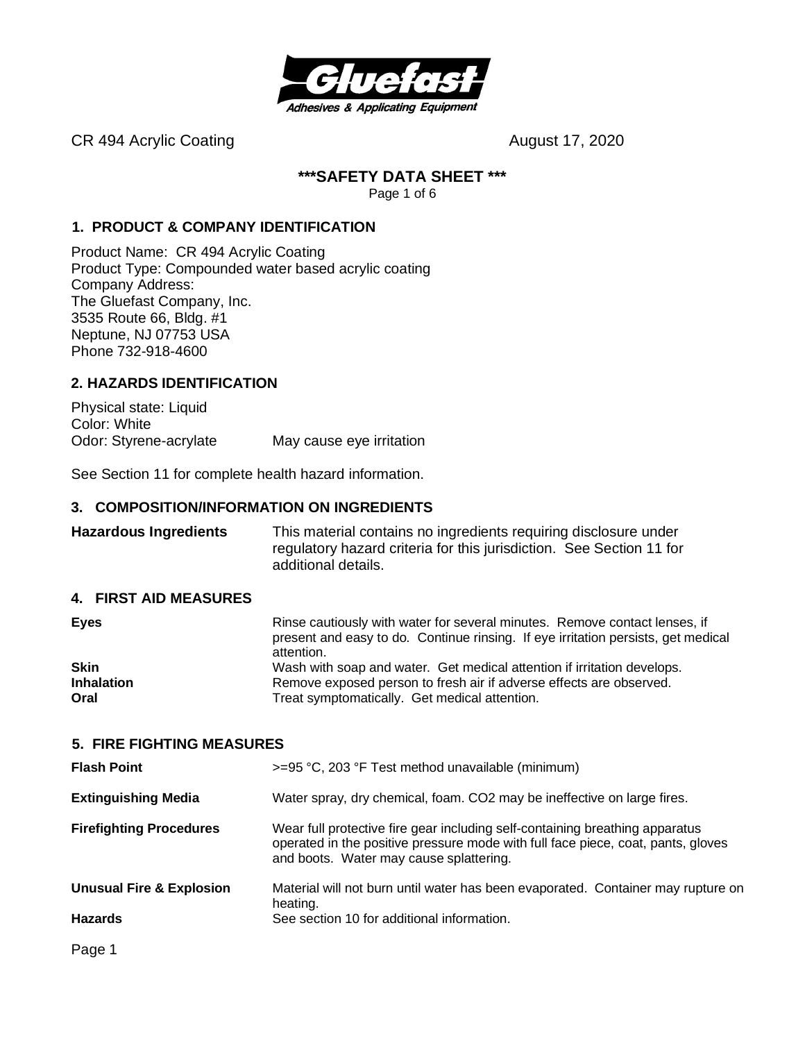CR 494 Acrylic Coating August 17, 2020

# \*\*\*SAFETY DATA SHEET \*\*\*

## 1. PRODUCT & COMPANY IDENTIFICATION

Product Name: CR 494 Acrylic Coating
Product Type: Compounded water based acrylic coating
Company Address:
The Gluefast Company, Inc.
3535 Route 66, Bldg. #1
Neptune, NJ 07753 USA
Phone 732-918-4600

## 2. HAZARDS IDENTIFICATION

Physical state: Liquid
Color: White
Odor: Styrene-acrylate May cause eye irritation

See Section 11 for complete health hazard information.

## 3. COMPOSITION/INFORMATION ON INGREDIENTS

**Hazardous Ingredients** This material contains no ingredients requiring disclosure under regulatory hazard criteria for this jurisdiction. See Section 11 for additional details.

## 4. FIRST AID MEASURES

**Eyes** Rinse cautiously with water for several minutes. Remove contact lenses, if present and easy to do. Continue rinsing. If eye irritation persists, get medical attention.

**Skin** Wash with soap and water. Get medical attention if irritation develops.

**Inhalation** Remove exposed person to fresh air if adverse effects are observed.

**Oral** Treat symptomatically. Get medical attention.

## 5. FIRE FIGHTING MEASURES

**Flash Point** >=95 °C, 203 °F Test method unavailable (minimum)

**Extinguishing Media** Water spray, dry chemical, foam. $CO_2$ may be ineffective on large fires.

**Firefighting Procedures** Wear full protective fire gear including self-containing breathing apparatus operated in the positive pressure mode with full face piece, coat, pants, gloves and boots. Water may cause splattering.

**Unusual Fire & Explosion Hazards** Material will not burn until water has been evaporated. Container may rupture on heating. See section 10 for additional information.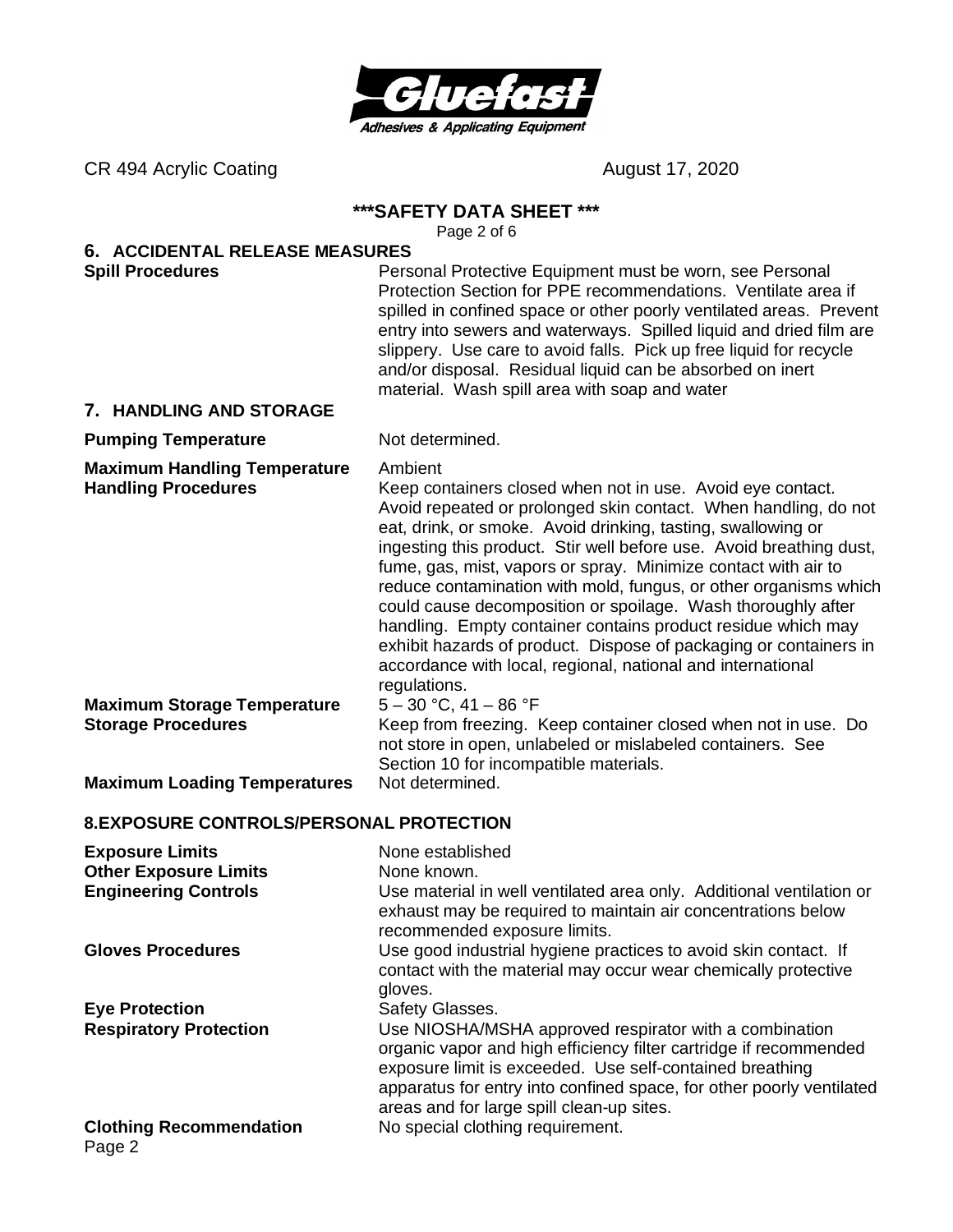CR 494 Acrylic Coating August 17, 2020

**\*\*\*SAFETY DATA SHEET \*\*\***

## 6. ACCIDENTAL RELEASE MEASURES

**Spill Procedures**
Personal Protective Equipment must be worn, see Personal Protection Section for PPE recommendations. Ventilate area if spilled in confined space or other poorly ventilated areas. Prevent entry into sewers and waterways. Spilled liquid and dried film are slippery. Use care to avoid falls. Pick up free liquid for recycle and/or disposal. Residual liquid can be absorbed on inert material. Wash spill area with soap and water

## 7. HANDLING AND STORAGE

**Pumping Temperature**
Not determined.

**Maximum Handling Temperature**
Ambient

**Handling Procedures**
Keep containers closed when not in use. Avoid eye contact. Avoid repeated or prolonged skin contact. When handling, do not eat, drink, or smoke. Avoid drinking, tasting, swallowing or ingesting this product. Stir well before use. Avoid breathing dust, fume, gas, mist, vapors or spray. Minimize contact with air to reduce contamination with mold, fungus, or other organisms which could cause decomposition or spoilage. Wash thoroughly after handling. Empty container contains product residue which may exhibit hazards of product. Dispose of packaging or containers in accordance with local, regional, national and international regulations.

**Maximum Storage Temperature**
5 – 30 °C, 41 – 86 °F

**Storage Procedures**
Keep from freezing. Keep container closed when not in use. Do not store in open, unlabeled or mislabeled containers. See Section 10 for incompatible materials.

**Maximum Loading Temperatures**
Not determined.

## 8. EXPOSURE CONTROLS/PERSONAL PROTECTION

**Exposure Limits**
None established

**Other Exposure Limits**
None known.

**Engineering Controls**
Use material in well ventilated area only. Additional ventilation or exhaust may be required to maintain air concentrations below recommended exposure limits.

**Gloves Procedures**
Use good industrial hygiene practices to avoid skin contact. If contact with the material may occur wear chemically protective gloves.

**Eye Protection**
Safety Glasses.

**Respiratory Protection**
Use NIOSHA/MSHA approved respirator with a combination organic vapor and high efficiency filter cartridge if recommended exposure limit is exceeded. Use self-contained breathing apparatus for entry into confined space, for other poorly ventilated areas and for large spill clean-up sites.

**Clothing Recommendation**
No special clothing requirement.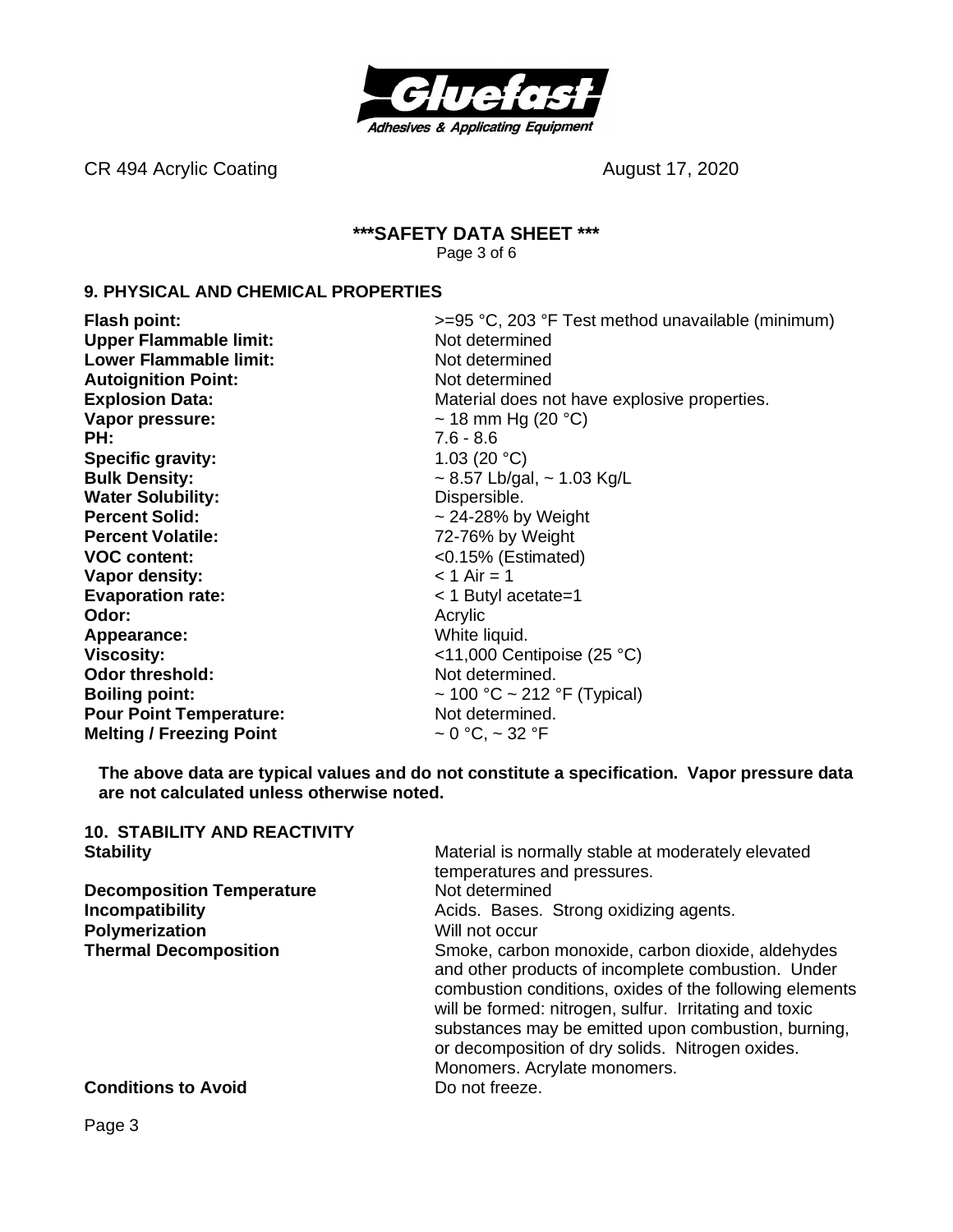## 9. PHYSICAL AND CHEMICAL PROPERTIES

| | |
|---|---|
| **Flash point:** | >=95 °C, 203 °F Test method unavailable (minimum) |
| **Upper Flammable limit:** | Not determined |
| **Lower Flammable limit:** | Not determined |
| **Autoignition Point:** | Not determined |
| **Explosion Data:** | Material does not have explosive properties. |
| **Vapor pressure:** | ~ 18 mm Hg (20 °C) |
| **PH:** | 7.6 - 8.6 |
| **Specific gravity:** | 1.03 (20 °C) |
| **Bulk Density:** | ~ 8.57 Lb/gal, ~ 1.03 Kg/L |
| **Water Solubility:** | Dispersible. |
| **Percent Solid:** | ~ 24-28% by Weight |
| **Percent Volatile:** | 72-76% by Weight |
| **VOC content:** | <0.15% (Estimated) |
| **Vapor density:** | < 1 Air = 1 |
| **Evaporation rate:** | < 1 Butyl acetate=1 |
| **Odor:** | Acrylic |
| **Appearance:** | White liquid. |
| **Viscosity:** | <11,000 Centipoise (25 °C) |
| **Odor threshold:** | Not determined. |
| **Boiling point:** | ~ 100 °C ~ 212 °F (Typical) |
| **Pour Point Temperature:** | Not determined. |
| **Melting / Freezing Point** | ~ 0 °C, ~ 32 °F |

**The above data are typical values and do not constitute a specification. Vapor pressure data are not calculated unless otherwise noted.**

## 10. STABILITY AND REACTIVITY

| | |
|---|---|
| **Stability** | Material is normally stable at moderately elevated temperatures and pressures. |
| **Decomposition Temperature** | Not determined |
| **Incompatibility** | Acids. Bases. Strong oxidizing agents. |
| **Polymerization** | Will not occur |
| **Thermal Decomposition** | Smoke, carbon monoxide, carbon dioxide, aldehydes and other products of incomplete combustion. Under combustion conditions, oxides of the following elements will be formed: nitrogen, sulfur. Irritating and toxic substances may be emitted upon combustion, burning, or decomposition of dry solids. Nitrogen oxides. Monomers. Acrylate monomers. |
| **Conditions to Avoid** | Do not freeze. |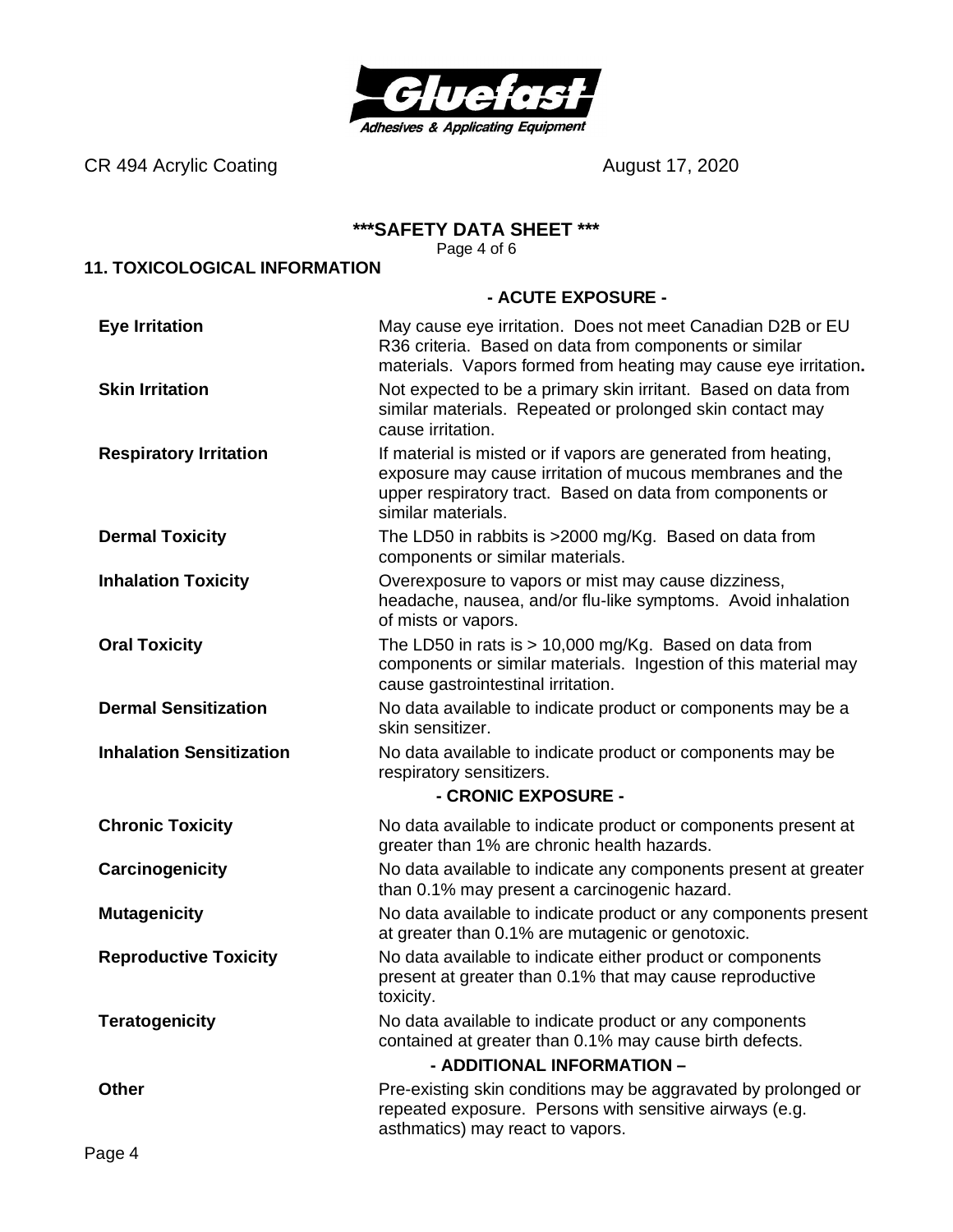# \*\*\*SAFETY DATA SHEET \*\*\*

## 11. TOXICOLOGICAL INFORMATION

### - ACUTE EXPOSURE -

| | |
|---|---|
| **Eye Irritation** | May cause eye irritation. Does not meet Canadian D2B or EU R36 criteria. Based on data from components or similar materials. Vapors formed from heating may cause eye irritation**.** |
| **Skin Irritation** | Not expected to be a primary skin irritant. Based on data from similar materials. Repeated or prolonged skin contact may cause irritation. |
| **Respiratory Irritation** | If material is misted or if vapors are generated from heating, exposure may cause irritation of mucous membranes and the upper respiratory tract. Based on data from components or similar materials. |
| **Dermal Toxicity** | The LD50 in rabbits is >2000 mg/Kg. Based on data from components or similar materials. |
| **Inhalation Toxicity** | Overexposure to vapors or mist may cause dizziness, headache, nausea, and/or flu-like symptoms. Avoid inhalation of mists or vapors. |
| **Oral Toxicity** | The LD50 in rats is > 10,000 mg/Kg. Based on data from components or similar materials. Ingestion of this material may cause gastrointestinal irritation. |
| **Dermal Sensitization** | No data available to indicate product or components may be a skin sensitizer. |
| **Inhalation Sensitization** | No data available to indicate product or components may be respiratory sensitizers. |

### - CRONIC EXPOSURE -

| | |
|---|---|
| **Chronic Toxicity** | No data available to indicate product or components present at greater than 1% are chronic health hazards. |
| **Carcinogenicity** | No data available to indicate any components present at greater than 0.1% may present a carcinogenic hazard. |
| **Mutagenicity** | No data available to indicate product or any components present at greater than 0.1% are mutagenic or genotoxic. |
| **Reproductive Toxicity** | No data available to indicate either product or components present at greater than 0.1% that may cause reproductive toxicity. |
| **Teratogenicity** | No data available to indicate product or any components contained at greater than 0.1% may cause birth defects. |

### - ADDITIONAL INFORMATION –

| | |
|---|---|
| **Other** | Pre-existing skin conditions may be aggravated by prolonged or repeated exposure. Persons with sensitive airways (e.g. asthmatics) may react to vapors. |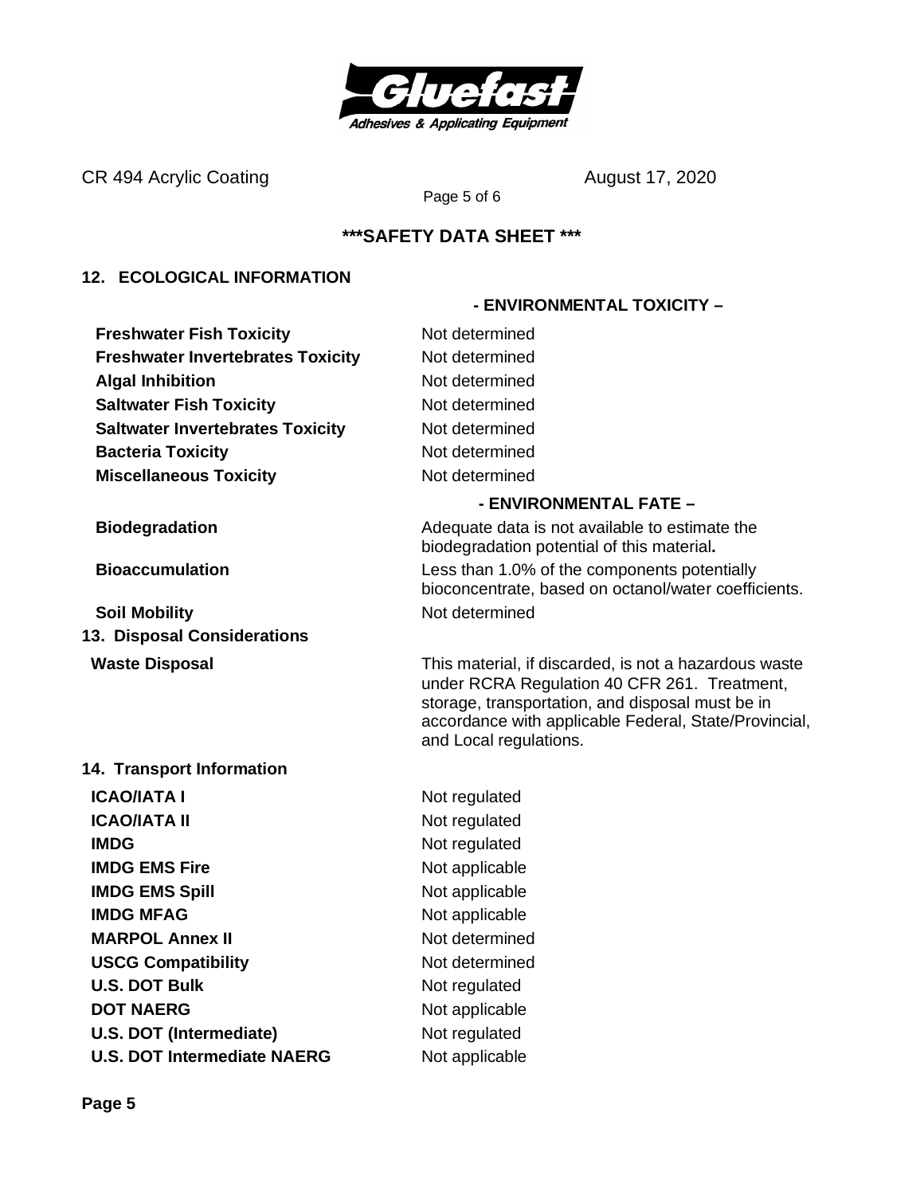***SAFETY DATA SHEET ***

## 12. ECOLOGICAL INFORMATION

### - ENVIRONMENTAL TOXICITY –

| | |
|---|---|
| **Freshwater Fish Toxicity** | Not determined |
| **Freshwater Invertebrates Toxicity** | Not determined |
| **Algal Inhibition** | Not determined |
| **Saltwater Fish Toxicity** | Not determined |
| **Saltwater Invertebrates Toxicity** | Not determined |
| **Bacteria Toxicity** | Not determined |
| **Miscellaneous Toxicity** | Not determined |

### - ENVIRONMENTAL FATE –

| | |
|---|---|
| **Biodegradation** | Adequate data is not available to estimate the biodegradation potential of this material**.** |
| **Bioaccumulation** | Less than 1.0% of the components potentially bioconcentrate, based on octanol/water coefficients. |
| **Soil Mobility** | Not determined |

## 13. Disposal Considerations

| | |
|---|---|
| **Waste Disposal** | This material, if discarded, is not a hazardous waste under RCRA Regulation 40 CFR 261. Treatment, storage, transportation, and disposal must be in accordance with applicable Federal, State/Provincial, and Local regulations. |

## 14. Transport Information

| | |
|---|---|
| **ICAO/IATA I** | Not regulated |
| **ICAO/IATA II** | Not regulated |
| **IMDG** | Not regulated |
| **IMDG EMS Fire** | Not applicable |
| **IMDG EMS Spill** | Not applicable |
| **IMDG MFAG** | Not applicable |
| **MARPOL Annex II** | Not determined |
| **USCG Compatibility** | Not determined |
| **U.S. DOT Bulk** | Not regulated |
| **DOT NAERG** | Not applicable |
| **U.S. DOT (Intermediate)** | Not regulated |
| **U.S. DOT Intermediate NAERG** | Not applicable |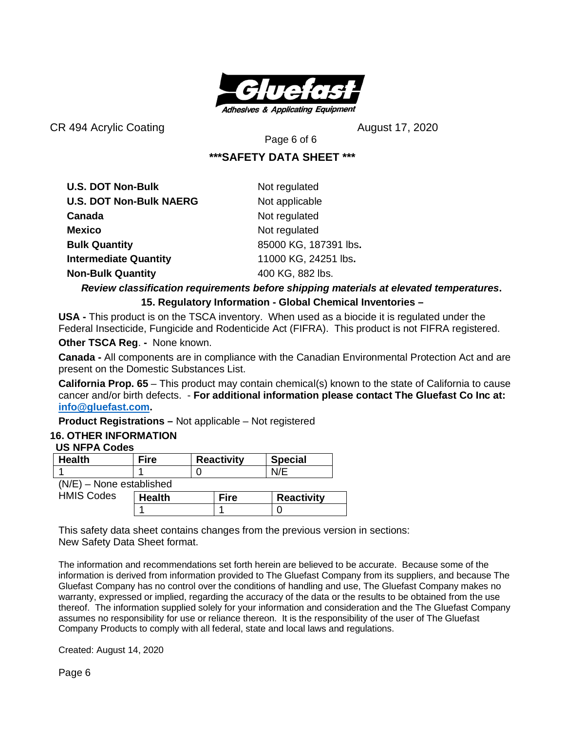| | |
|---|---|
| **U.S. DOT Non-Bulk** | Not regulated |
| **U.S. DOT Non-Bulk NAERG** | Not applicable |
| **Canada** | Not regulated |
| **Mexico** | Not regulated |
| **Bulk Quantity** | 85000 KG, 187391 lbs**.** |
| **Intermediate Quantity** | 11000 KG, 24251 lbs**.** |
| **Non-Bulk Quantity** | 400 KG, 882 lbs. |

***Review classification requirements before shipping materials at elevated temperatures*.**

## 15. Regulatory Information - Global Chemical Inventories –

**USA -** This product is on the TSCA inventory. When used as a biocide it is regulated under the Federal Insecticide, Fungicide and Rodenticide Act (FIFRA). This product is not FIFRA registered.

**Other TSCA Reg**. **-** None known.

**Canada -** All components are in compliance with the Canadian Environmental Protection Act and are present on the Domestic Substances List.

**California Prop. 65** – This product may contain chemical(s) known to the state of California to cause cancer and/or birth defects. - **For additional information please contact The Gluefast Co Inc at: info@gluefast.com.**

**Product Registrations –** Not applicable – Not registered

## 16. OTHER INFORMATION

**US NFPA Codes**

| Health | Fire | Reactivity | Special |
|---|---|---|---|
| 1 | 1 | 0 | N/E |

(N/E) – None established

HMIS Codes

| Health | Fire | Reactivity |
|---|---|---|
| 1 | 1 | 0 |

This safety data sheet contains changes from the previous version in sections:
New Safety Data Sheet format.

The information and recommendations set forth herein are believed to be accurate. Because some of the information is derived from information provided to The Gluefast Company from its suppliers, and because The Gluefast Company has no control over the conditions of handling and use, The Gluefast Company makes no warranty, expressed or implied, regarding the accuracy of the data or the results to be obtained from the use thereof. The information supplied solely for your information and consideration and the The Gluefast Company assumes no responsibility for use or reliance thereon. It is the responsibility of the user of The Gluefast Company Products to comply with all federal, state and local laws and regulations.

Created: August 14, 2020